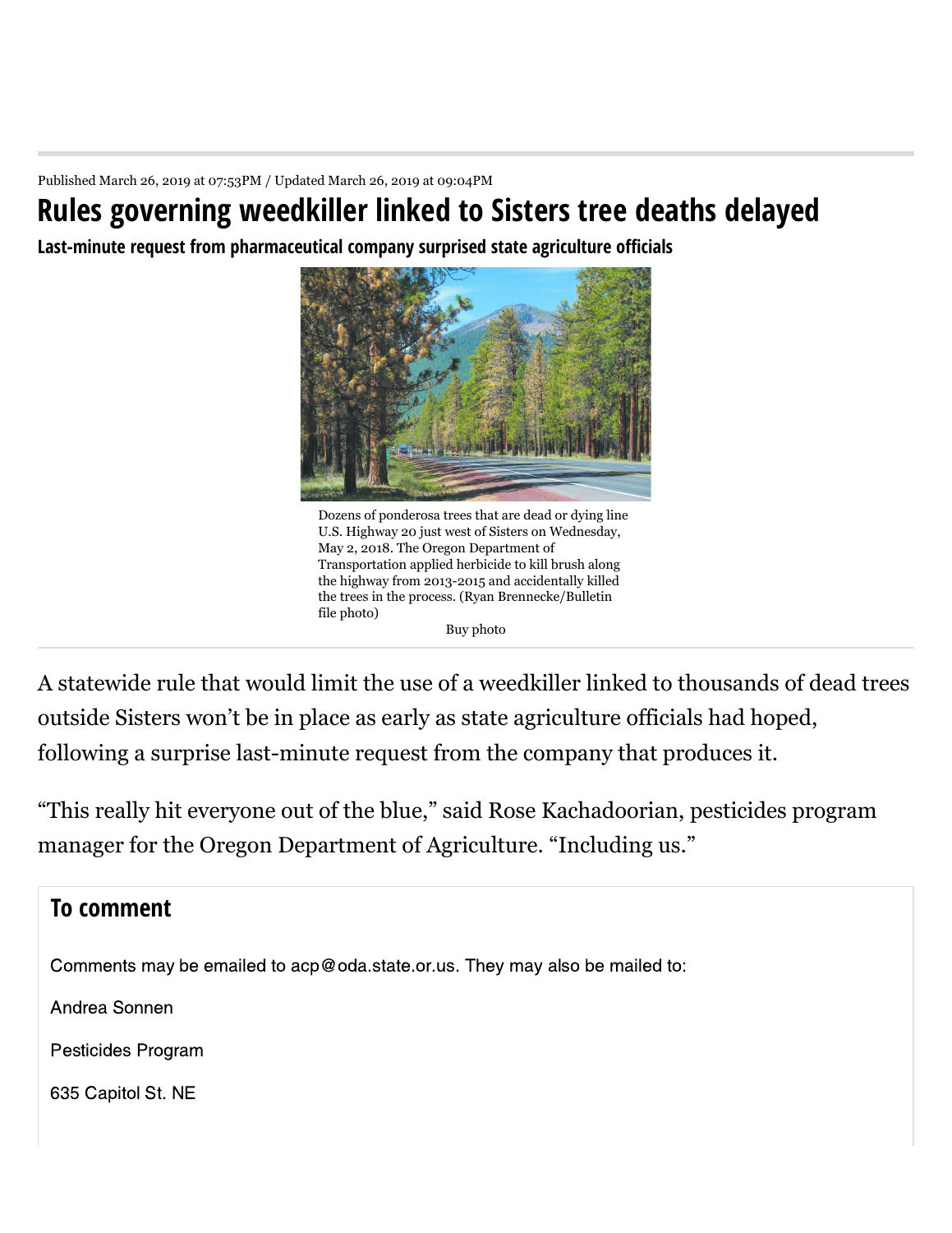Published March 26, 2019 at 07:53PM / Updated March 26, 2019 at 09:04PM

# Rules governing weedkiller linked to Sisters tree deaths delayed

**Last-minute request from pharmaceutical company surprised state agriculture officials**

Dozens of ponderosa trees that are dead or dying line U.S. Highway 20 just west of Sisters on Wednesday, May 2, 2018. The Oregon Department of Transportation applied herbicide to kill brush along the highway from 2013-2015 and accidentally killed the trees in the process. (Ryan Brennecke/Bulletin file photo)

Buy photo

A statewide rule that would limit the use of a weedkiller linked to thousands of dead trees outside Sisters won't be in place as early as state agriculture officials had hoped, following a surprise last-minute request from the company that produces it.

"This really hit everyone out of the blue," said Rose Kachadoorian, pesticides program manager for the Oregon Department of Agriculture. "Including us."

## To comment

Comments may be emailed to acp@oda.state.or.us. They may also be mailed to:

Andrea Sonnen

Pesticides Program

635 Capitol St. NE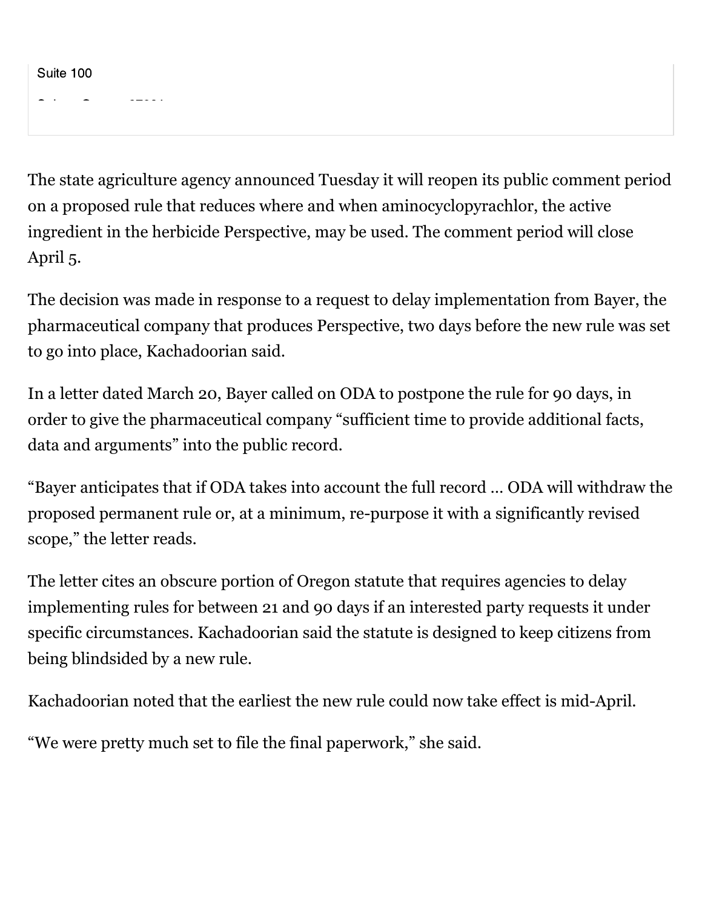Suite 100

The state agriculture agency announced Tuesday it will reopen its public comment period on a proposed rule that reduces where and when aminocyclopyrachlor, the active ingredient in the herbicide Perspective, may be used. The comment period will close April 5.

The decision was made in response to a request to delay implementation from Bayer, the pharmaceutical company that produces Perspective, two days before the new rule was set to go into place, Kachadoorian said.

In a letter dated March 20, Bayer called on ODA to postpone the rule for 90 days, in order to give the pharmaceutical company "sufficient time to provide additional facts, data and arguments" into the public record.

"Bayer anticipates that if ODA takes into account the full record … ODA will withdraw the proposed permanent rule or, at a minimum, re-purpose it with a significantly revised scope," the letter reads.

The letter cites an obscure portion of Oregon statute that requires agencies to delay implementing rules for between 21 and 90 days if an interested party requests it under specific circumstances. Kachadoorian said the statute is designed to keep citizens from being blindsided by a new rule.

Kachadoorian noted that the earliest the new rule could now take effect is mid-April.

"We were pretty much set to file the final paperwork," she said.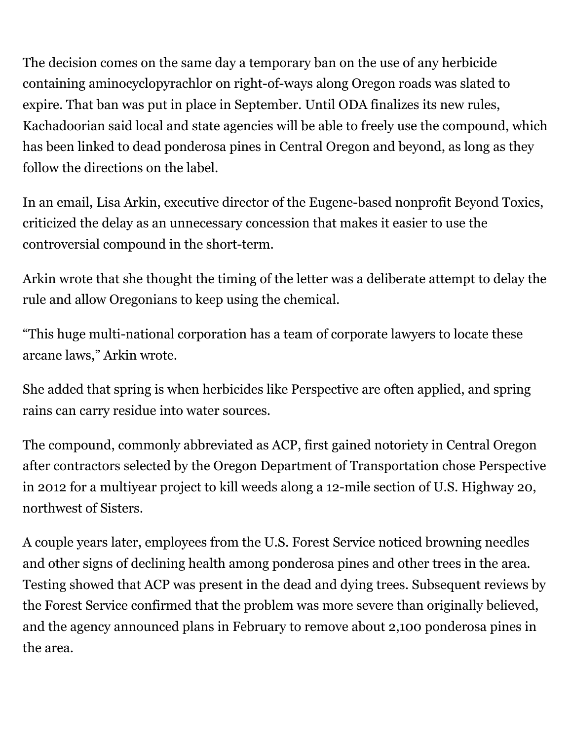The decision comes on the same day a temporary ban on the use of any herbicide containing aminocyclopyrachlor on right-of-ways along Oregon roads was slated to expire. That ban was put in place in September. Until ODA finalizes its new rules, Kachadoorian said local and state agencies will be able to freely use the compound, which has been linked to dead ponderosa pines in Central Oregon and beyond, as long as they follow the directions on the label.

In an email, Lisa Arkin, executive director of the Eugene-based nonprofit Beyond Toxics, criticized the delay as an unnecessary concession that makes it easier to use the controversial compound in the short-term.

Arkin wrote that she thought the timing of the letter was a deliberate attempt to delay the rule and allow Oregonians to keep using the chemical.

“This huge multi-national corporation has a team of corporate lawyers to locate these arcane laws,” Arkin wrote.

She added that spring is when herbicides like Perspective are often applied, and spring rains can carry residue into water sources.

The compound, commonly abbreviated as ACP, first gained notoriety in Central Oregon after contractors selected by the Oregon Department of Transportation chose Perspective in 2012 for a multiyear project to kill weeds along a 12-mile section of U.S. Highway 20, northwest of Sisters.

A couple years later, employees from the U.S. Forest Service noticed browning needles and other signs of declining health among ponderosa pines and other trees in the area. Testing showed that ACP was present in the dead and dying trees. Subsequent reviews by the Forest Service confirmed that the problem was more severe than originally believed, and the agency announced plans in February to remove about 2,100 ponderosa pines in the area.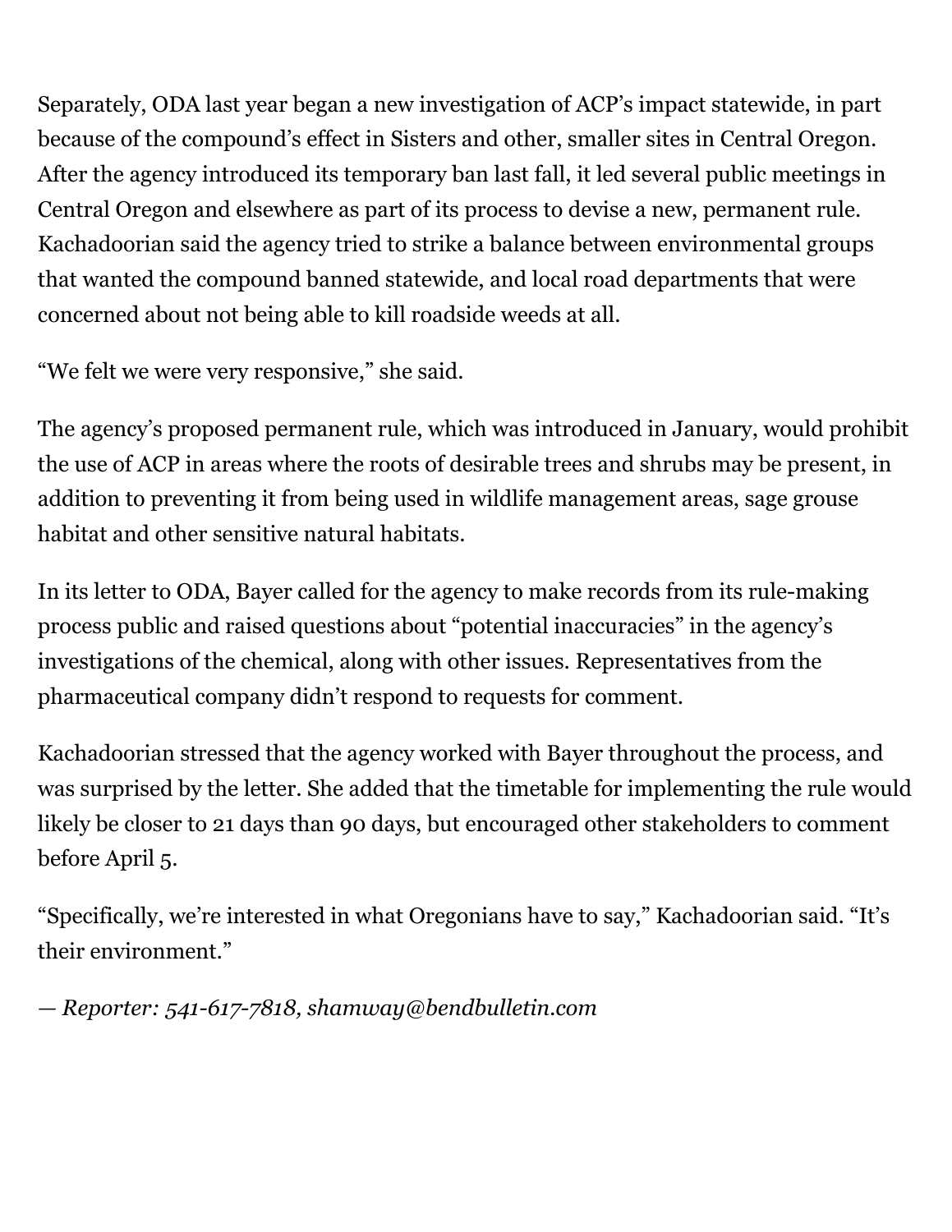Separately, ODA last year began a new investigation of ACP's impact statewide, in part because of the compound's effect in Sisters and other, smaller sites in Central Oregon. After the agency introduced its temporary ban last fall, it led several public meetings in Central Oregon and elsewhere as part of its process to devise a new, permanent rule. Kachadoorian said the agency tried to strike a balance between environmental groups that wanted the compound banned statewide, and local road departments that were concerned about not being able to kill roadside weeds at all.

"We felt we were very responsive," she said.

The agency's proposed permanent rule, which was introduced in January, would prohibit the use of ACP in areas where the roots of desirable trees and shrubs may be present, in addition to preventing it from being used in wildlife management areas, sage grouse habitat and other sensitive natural habitats.

In its letter to ODA, Bayer called for the agency to make records from its rule-making process public and raised questions about "potential inaccuracies" in the agency's investigations of the chemical, along with other issues. Representatives from the pharmaceutical company didn't respond to requests for comment.

Kachadoorian stressed that the agency worked with Bayer throughout the process, and was surprised by the letter. She added that the timetable for implementing the rule would likely be closer to 21 days than 90 days, but encouraged other stakeholders to comment before April 5.

"Specifically, we're interested in what Oregonians have to say," Kachadoorian said. "It's their environment."

*— Reporter: 541-617-7818, shamway@bendbulletin.com*